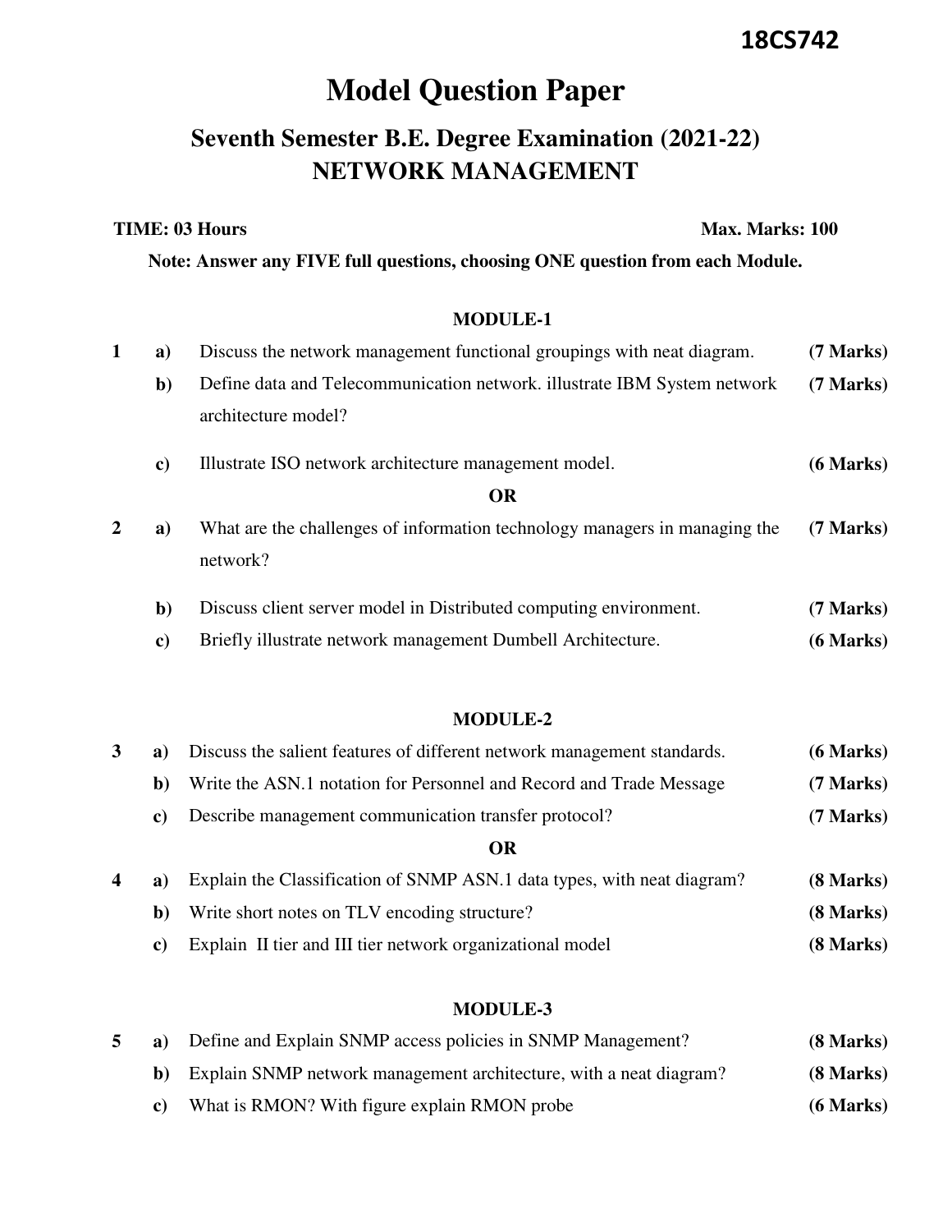**18CS742**

# Model Question Paper

## Seventh Semester B.E. Degree Examination (2021-22)
## NETWORK MANAGEMENT

**TIME: 03 Hours** **Max. Marks: 100**

**Note: Answer any FIVE full questions, choosing ONE question from each Module.**

### MODULE-1

| | | | |
|---|---|---|---|
| 1 | a) | Discuss the network management functional groupings with neat diagram. | (7 Marks) |
| | b) | Define data and Telecommunication network. illustrate IBM System network architecture model? | (7 Marks) |
| | c) | Illustrate ISO network architecture management model. | (6 Marks) |
| | | **OR** | |
| 2 | a) | What are the challenges of information technology managers in managing the network? | (7 Marks) |
| | b) | Discuss client server model in Distributed computing environment. | (7 Marks) |
| | c) | Briefly illustrate network management Dumbell Architecture. | (6 Marks) |

### MODULE-2

| | | | |
|---|---|---|---|
| 3 | a) | Discuss the salient features of different network management standards. | (6 Marks) |
| | b) | Write the ASN.1 notation for Personnel and Record and Trade Message | (7 Marks) |
| | c) | Describe management communication transfer protocol? | (7 Marks) |
| | | **OR** | |
| 4 | a) | Explain the Classification of SNMP ASN.1 data types, with neat diagram? | (8 Marks) |
| | b) | Write short notes on TLV encoding structure? | (8 Marks) |
| | c) | Explain II tier and III tier network organizational model | (8 Marks) |

### MODULE-3

| | | | |
|---|---|---|---|
| 5 | a) | Define and Explain SNMP access policies in SNMP Management? | (8 Marks) |
| | b) | Explain SNMP network management architecture, with a neat diagram? | (8 Marks) |
| | c) | What is RMON? With figure explain RMON probe | (6 Marks) |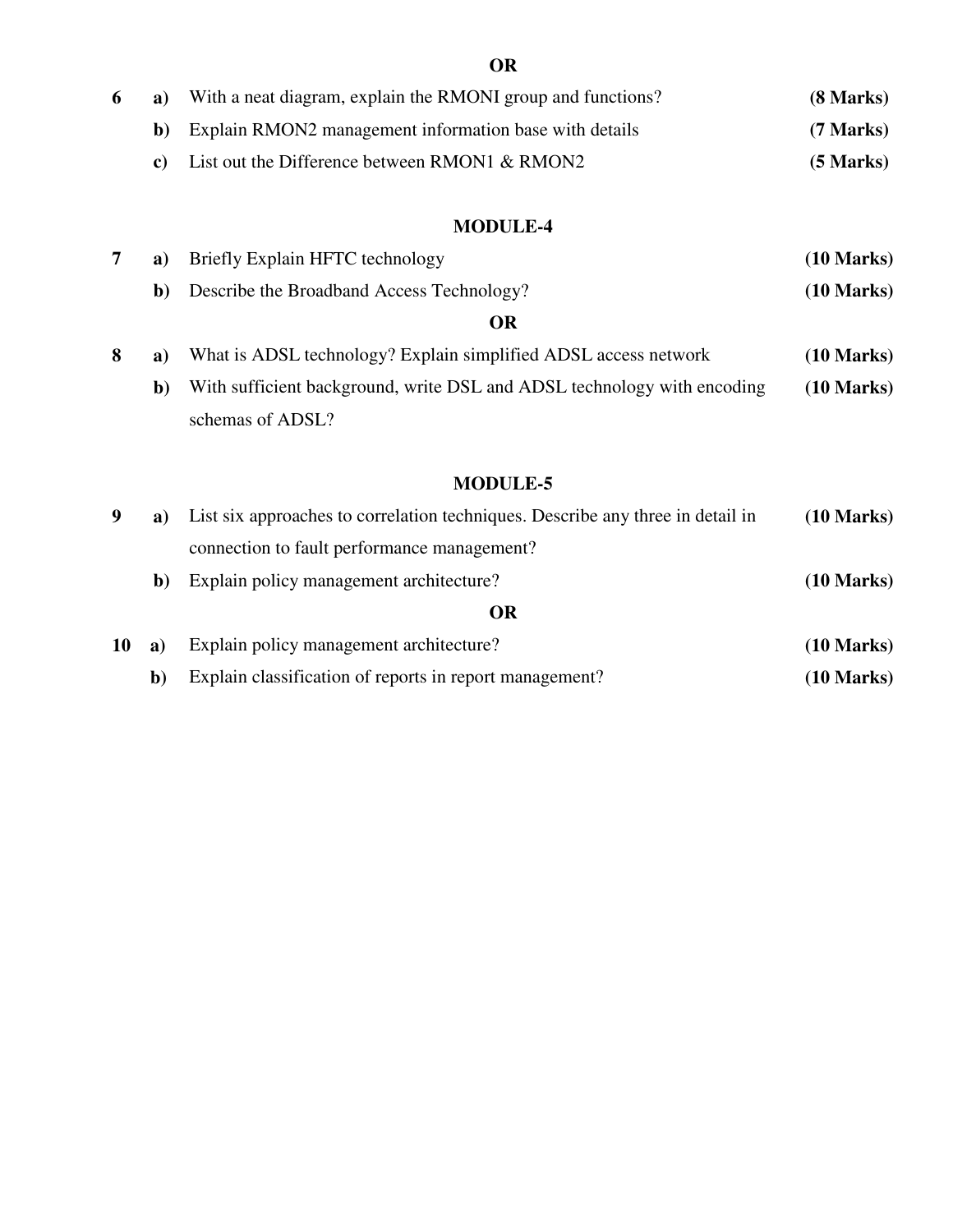**OR**

| | | | |
|---|---|---|---|
| **6** | **a)** | With a neat diagram, explain the RMONI group and functions? | **(8 Marks)** |
| | **b)** | Explain RMON2 management information base with details | **(7 Marks)** |
| | **c)** | List out the Difference between RMON1 & RMON2 | **(5 Marks)** |

## MODULE-4

| | | | |
|---|---|---|---|
| **7** | **a)** | Briefly Explain HFTC technology | **(10 Marks)** |
| | **b)** | Describe the Broadband Access Technology? | **(10 Marks)** |

**OR**

| | | | |
|---|---|---|---|
| **8** | **a)** | What is ADSL technology? Explain simplified ADSL access network | **(10 Marks)** |
| | **b)** | With sufficient background, write DSL and ADSL technology with encoding schemas of ADSL? | **(10 Marks)** |

## MODULE-5

| | | | |
|---|---|---|---|
| **9** | **a)** | List six approaches to correlation techniques. Describe any three in detail in connection to fault performance management? | **(10 Marks)** |
| | **b)** | Explain policy management architecture? | **(10 Marks)** |

**OR**

| | | | |
|---|---|---|---|
| **10** | **a)** | Explain policy management architecture? | **(10 Marks)** |
| | **b)** | Explain classification of reports in report management? | **(10 Marks)** |